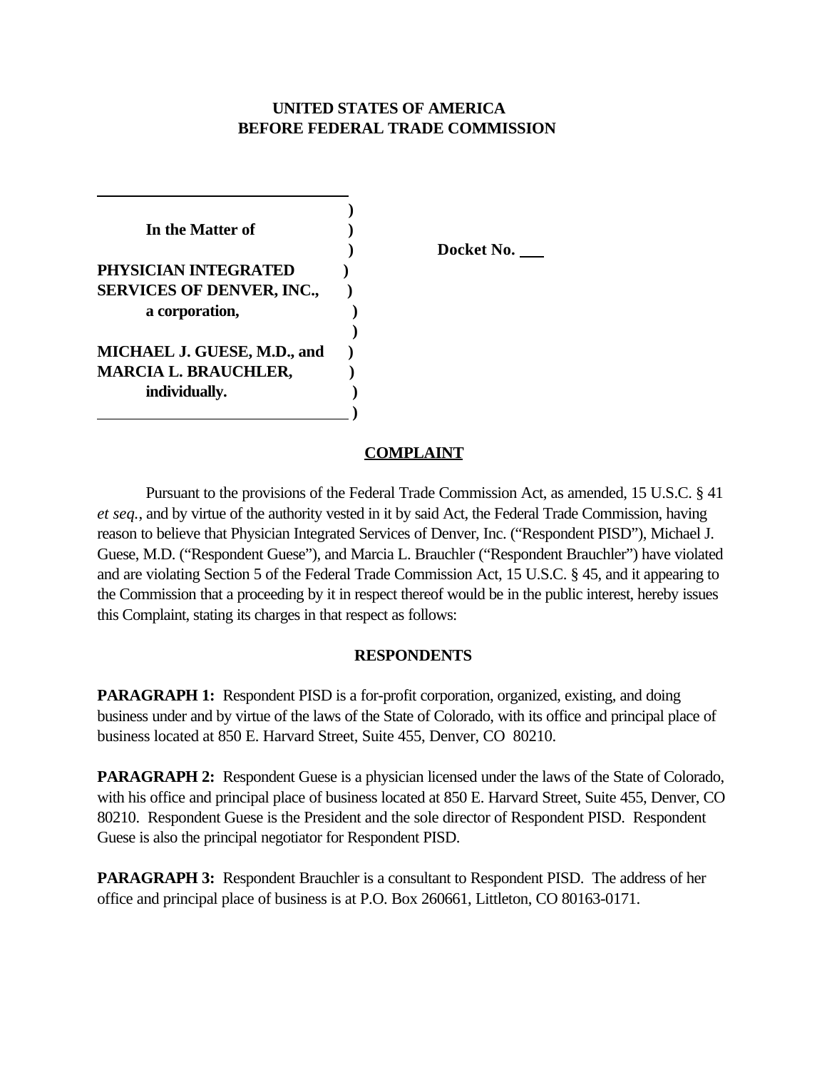**UNITED STATES OF AMERICA**
**BEFORE FEDERAL TRADE COMMISSION**

| | | |
|---|---|---|
| **In the Matter of** | ) | |
| | ) | **Docket No. \_\_\_** |
| **PHYSICIAN INTEGRATED SERVICES OF DENVER, INC.,** a corporation, | ) | |
| | ) | |
| **MICHAEL J. GUESE, M.D., and MARCIA L. BRAUCHLER,** individually. | ) | |

## COMPLAINT

Pursuant to the provisions of the Federal Trade Commission Act, as amended, 15 U.S.C. § 41 *et seq.*, and by virtue of the authority vested in it by said Act, the Federal Trade Commission, having reason to believe that Physician Integrated Services of Denver, Inc. ("Respondent PISD"), Michael J. Guese, M.D. ("Respondent Guese"), and Marcia L. Brauchler ("Respondent Brauchler") have violated and are violating Section 5 of the Federal Trade Commission Act, 15 U.S.C. § 45, and it appearing to the Commission that a proceeding by it in respect thereof would be in the public interest, hereby issues this Complaint, stating its charges in that respect as follows:

## RESPONDENTS

**PARAGRAPH 1:** Respondent PISD is a for-profit corporation, organized, existing, and doing business under and by virtue of the laws of the State of Colorado, with its office and principal place of business located at 850 E. Harvard Street, Suite 455, Denver, CO 80210.

**PARAGRAPH 2:** Respondent Guese is a physician licensed under the laws of the State of Colorado, with his office and principal place of business located at 850 E. Harvard Street, Suite 455, Denver, CO 80210. Respondent Guese is the President and the sole director of Respondent PISD. Respondent Guese is also the principal negotiator for Respondent PISD.

**PARAGRAPH 3:** Respondent Brauchler is a consultant to Respondent PISD. The address of her office and principal place of business is at P.O. Box 260661, Littleton, CO 80163-0171.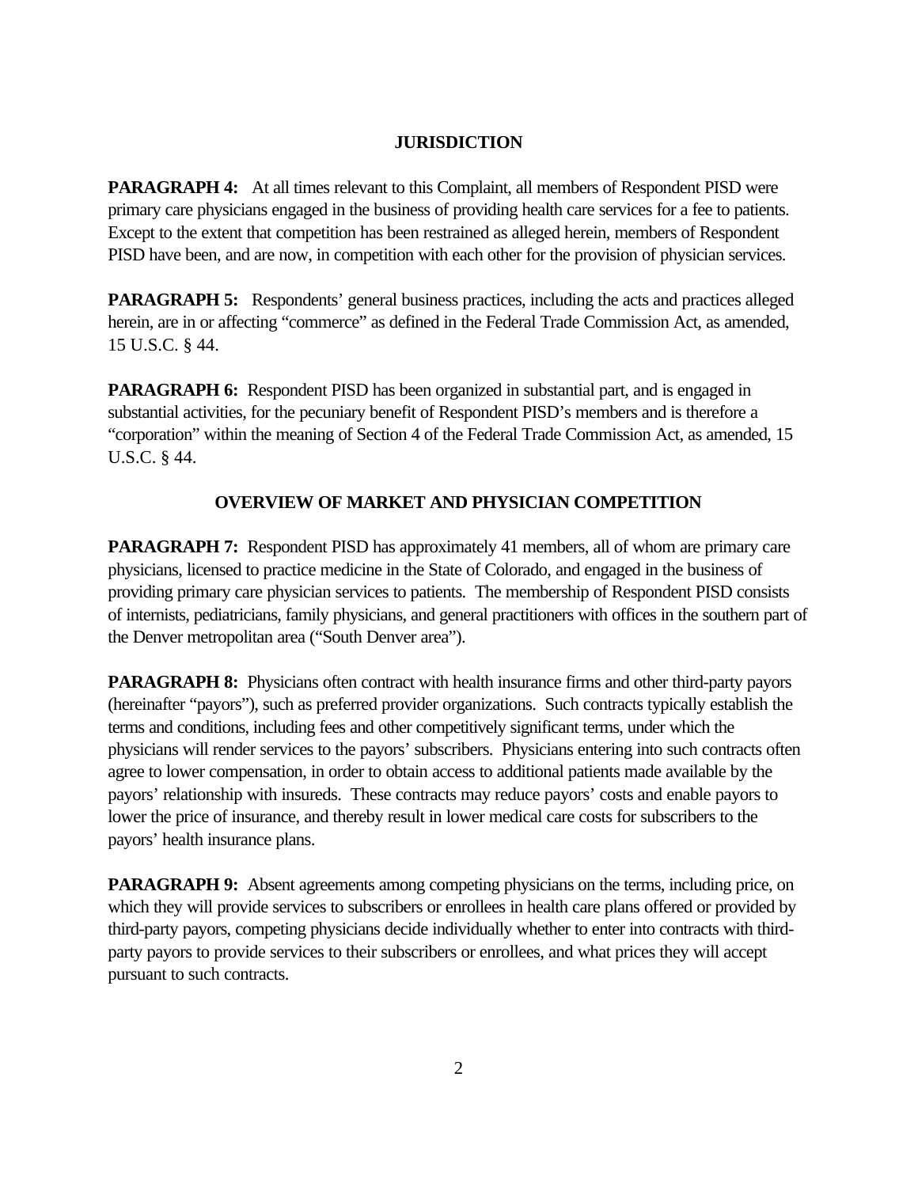## JURISDICTION

**PARAGRAPH 4:** At all times relevant to this Complaint, all members of Respondent PISD were primary care physicians engaged in the business of providing health care services for a fee to patients. Except to the extent that competition has been restrained as alleged herein, members of Respondent PISD have been, and are now, in competition with each other for the provision of physician services.

**PARAGRAPH 5:** Respondents' general business practices, including the acts and practices alleged herein, are in or affecting "commerce" as defined in the Federal Trade Commission Act, as amended, 15 U.S.C. § 44.

**PARAGRAPH 6:** Respondent PISD has been organized in substantial part, and is engaged in substantial activities, for the pecuniary benefit of Respondent PISD's members and is therefore a "corporation" within the meaning of Section 4 of the Federal Trade Commission Act, as amended, 15 U.S.C. § 44.

## OVERVIEW OF MARKET AND PHYSICIAN COMPETITION

**PARAGRAPH 7:** Respondent PISD has approximately 41 members, all of whom are primary care physicians, licensed to practice medicine in the State of Colorado, and engaged in the business of providing primary care physician services to patients. The membership of Respondent PISD consists of internists, pediatricians, family physicians, and general practitioners with offices in the southern part of the Denver metropolitan area ("South Denver area").

**PARAGRAPH 8:** Physicians often contract with health insurance firms and other third-party payors (hereinafter "payors"), such as preferred provider organizations. Such contracts typically establish the terms and conditions, including fees and other competitively significant terms, under which the physicians will render services to the payors' subscribers. Physicians entering into such contracts often agree to lower compensation, in order to obtain access to additional patients made available by the payors' relationship with insureds. These contracts may reduce payors' costs and enable payors to lower the price of insurance, and thereby result in lower medical care costs for subscribers to the payors' health insurance plans.

**PARAGRAPH 9:** Absent agreements among competing physicians on the terms, including price, on which they will provide services to subscribers or enrollees in health care plans offered or provided by third-party payors, competing physicians decide individually whether to enter into contracts with third-party payors to provide services to their subscribers or enrollees, and what prices they will accept pursuant to such contracts.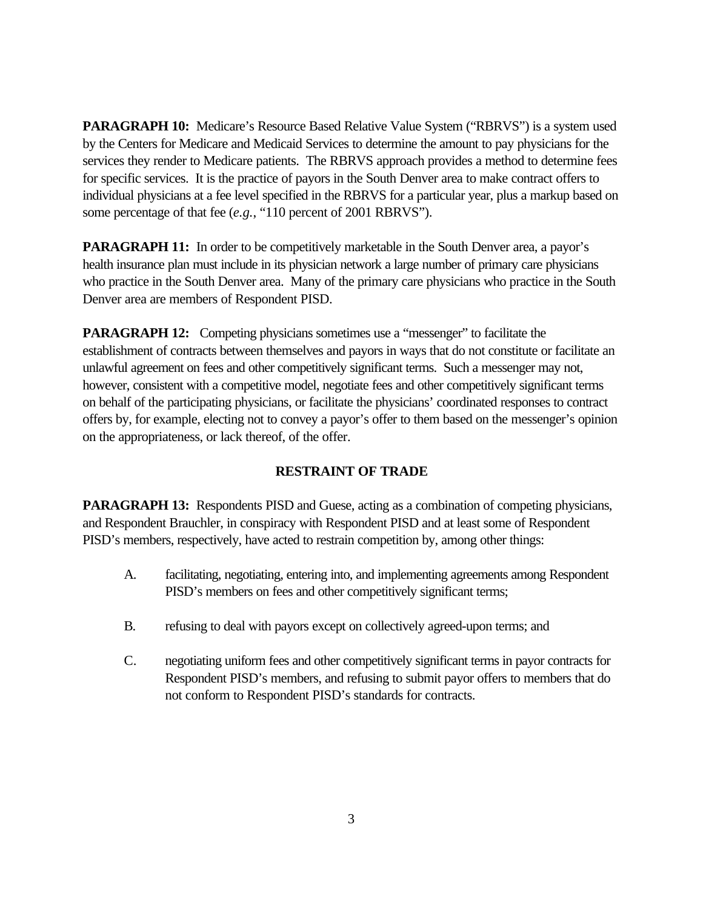**PARAGRAPH 10:** Medicare's Resource Based Relative Value System ("RBRVS") is a system used by the Centers for Medicare and Medicaid Services to determine the amount to pay physicians for the services they render to Medicare patients. The RBRVS approach provides a method to determine fees for specific services. It is the practice of payors in the South Denver area to make contract offers to individual physicians at a fee level specified in the RBRVS for a particular year, plus a markup based on some percentage of that fee (*e.g.*, "110 percent of 2001 RBRVS").

**PARAGRAPH 11:** In order to be competitively marketable in the South Denver area, a payor's health insurance plan must include in its physician network a large number of primary care physicians who practice in the South Denver area. Many of the primary care physicians who practice in the South Denver area are members of Respondent PISD.

**PARAGRAPH 12:** Competing physicians sometimes use a "messenger" to facilitate the establishment of contracts between themselves and payors in ways that do not constitute or facilitate an unlawful agreement on fees and other competitively significant terms. Such a messenger may not, however, consistent with a competitive model, negotiate fees and other competitively significant terms on behalf of the participating physicians, or facilitate the physicians' coordinated responses to contract offers by, for example, electing not to convey a payor's offer to them based on the messenger's opinion on the appropriateness, or lack thereof, of the offer.

## RESTRAINT OF TRADE

**PARAGRAPH 13:** Respondents PISD and Guese, acting as a combination of competing physicians, and Respondent Brauchler, in conspiracy with Respondent PISD and at least some of Respondent PISD's members, respectively, have acted to restrain competition by, among other things:

A. facilitating, negotiating, entering into, and implementing agreements among Respondent PISD's members on fees and other competitively significant terms;

B. refusing to deal with payors except on collectively agreed-upon terms; and

C. negotiating uniform fees and other competitively significant terms in payor contracts for Respondent PISD's members, and refusing to submit payor offers to members that do not conform to Respondent PISD's standards for contracts.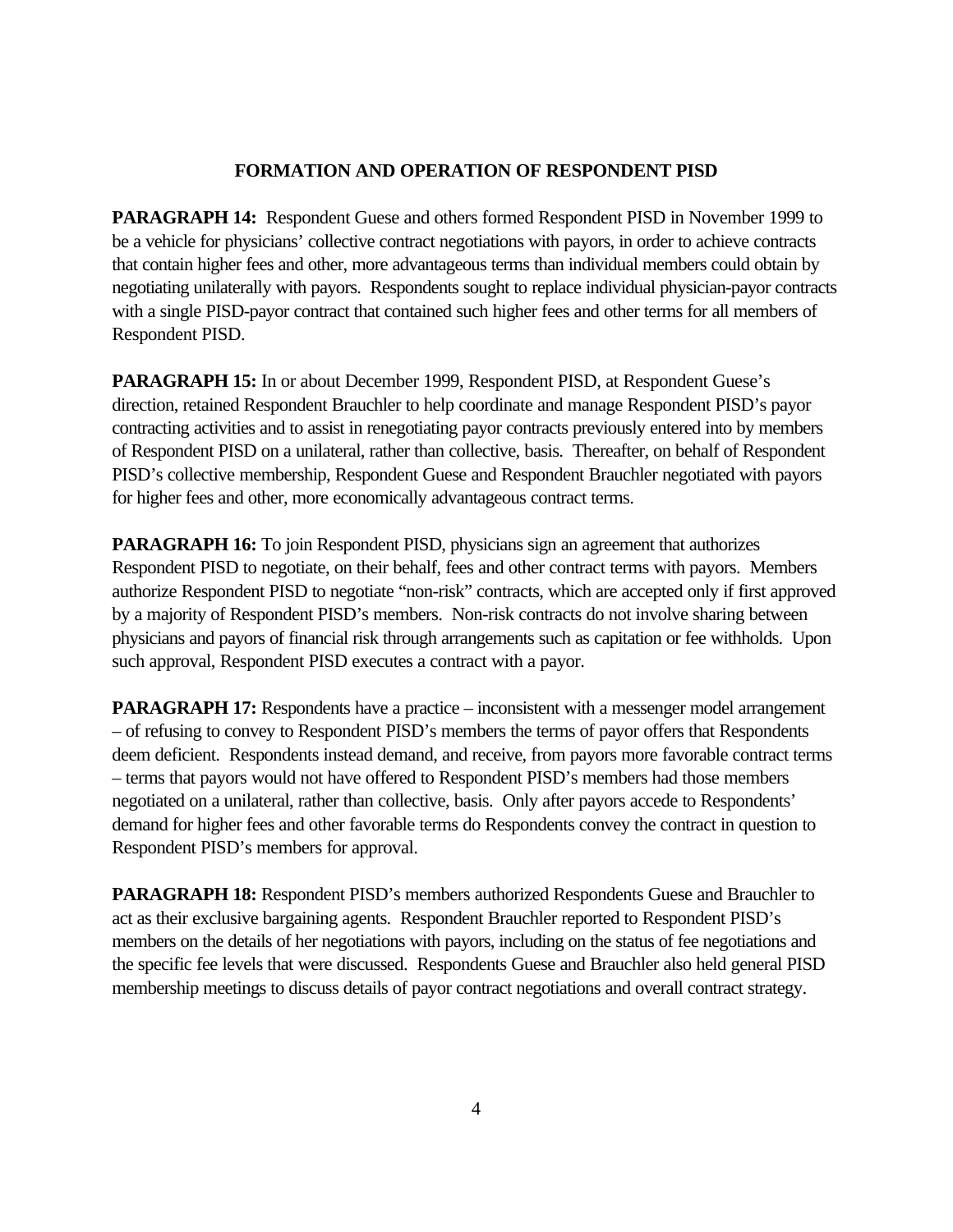## FORMATION AND OPERATION OF RESPONDENT PISD

**PARAGRAPH 14:** Respondent Guese and others formed Respondent PISD in November 1999 to be a vehicle for physicians' collective contract negotiations with payors, in order to achieve contracts that contain higher fees and other, more advantageous terms than individual members could obtain by negotiating unilaterally with payors. Respondents sought to replace individual physician-payor contracts with a single PISD-payor contract that contained such higher fees and other terms for all members of Respondent PISD.

**PARAGRAPH 15:** In or about December 1999, Respondent PISD, at Respondent Guese's direction, retained Respondent Brauchler to help coordinate and manage Respondent PISD's payor contracting activities and to assist in renegotiating payor contracts previously entered into by members of Respondent PISD on a unilateral, rather than collective, basis. Thereafter, on behalf of Respondent PISD's collective membership, Respondent Guese and Respondent Brauchler negotiated with payors for higher fees and other, more economically advantageous contract terms.

**PARAGRAPH 16:** To join Respondent PISD, physicians sign an agreement that authorizes Respondent PISD to negotiate, on their behalf, fees and other contract terms with payors. Members authorize Respondent PISD to negotiate "non-risk" contracts, which are accepted only if first approved by a majority of Respondent PISD's members. Non-risk contracts do not involve sharing between physicians and payors of financial risk through arrangements such as capitation or fee withholds. Upon such approval, Respondent PISD executes a contract with a payor.

**PARAGRAPH 17:** Respondents have a practice – inconsistent with a messenger model arrangement – of refusing to convey to Respondent PISD's members the terms of payor offers that Respondents deem deficient. Respondents instead demand, and receive, from payors more favorable contract terms – terms that payors would not have offered to Respondent PISD's members had those members negotiated on a unilateral, rather than collective, basis. Only after payors accede to Respondents' demand for higher fees and other favorable terms do Respondents convey the contract in question to Respondent PISD's members for approval.

**PARAGRAPH 18:** Respondent PISD's members authorized Respondents Guese and Brauchler to act as their exclusive bargaining agents. Respondent Brauchler reported to Respondent PISD's members on the details of her negotiations with payors, including on the status of fee negotiations and the specific fee levels that were discussed. Respondents Guese and Brauchler also held general PISD membership meetings to discuss details of payor contract negotiations and overall contract strategy.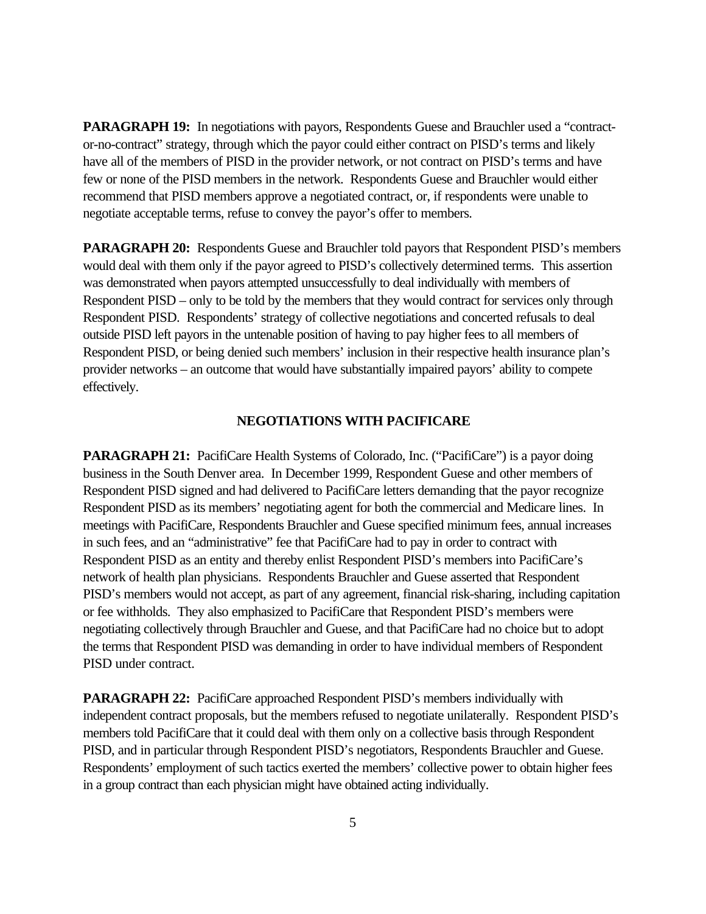**PARAGRAPH 19:** In negotiations with payors, Respondents Guese and Brauchler used a "contract-or-no-contract" strategy, through which the payor could either contract on PISD's terms and likely have all of the members of PISD in the provider network, or not contract on PISD's terms and have few or none of the PISD members in the network. Respondents Guese and Brauchler would either recommend that PISD members approve a negotiated contract, or, if respondents were unable to negotiate acceptable terms, refuse to convey the payor's offer to members.

**PARAGRAPH 20:** Respondents Guese and Brauchler told payors that Respondent PISD's members would deal with them only if the payor agreed to PISD's collectively determined terms. This assertion was demonstrated when payors attempted unsuccessfully to deal individually with members of Respondent PISD – only to be told by the members that they would contract for services only through Respondent PISD. Respondents' strategy of collective negotiations and concerted refusals to deal outside PISD left payors in the untenable position of having to pay higher fees to all members of Respondent PISD, or being denied such members' inclusion in their respective health insurance plan's provider networks – an outcome that would have substantially impaired payors' ability to compete effectively.

## NEGOTIATIONS WITH PACIFICARE

**PARAGRAPH 21:** PacifiCare Health Systems of Colorado, Inc. ("PacifiCare") is a payor doing business in the South Denver area. In December 1999, Respondent Guese and other members of Respondent PISD signed and had delivered to PacifiCare letters demanding that the payor recognize Respondent PISD as its members' negotiating agent for both the commercial and Medicare lines. In meetings with PacifiCare, Respondents Brauchler and Guese specified minimum fees, annual increases in such fees, and an "administrative" fee that PacifiCare had to pay in order to contract with Respondent PISD as an entity and thereby enlist Respondent PISD's members into PacifiCare's network of health plan physicians. Respondents Brauchler and Guese asserted that Respondent PISD's members would not accept, as part of any agreement, financial risk-sharing, including capitation or fee withholds. They also emphasized to PacifiCare that Respondent PISD's members were negotiating collectively through Brauchler and Guese, and that PacifiCare had no choice but to adopt the terms that Respondent PISD was demanding in order to have individual members of Respondent PISD under contract.

**PARAGRAPH 22:** PacifiCare approached Respondent PISD's members individually with independent contract proposals, but the members refused to negotiate unilaterally. Respondent PISD's members told PacifiCare that it could deal with them only on a collective basis through Respondent PISD, and in particular through Respondent PISD's negotiators, Respondents Brauchler and Guese. Respondents' employment of such tactics exerted the members' collective power to obtain higher fees in a group contract than each physician might have obtained acting individually.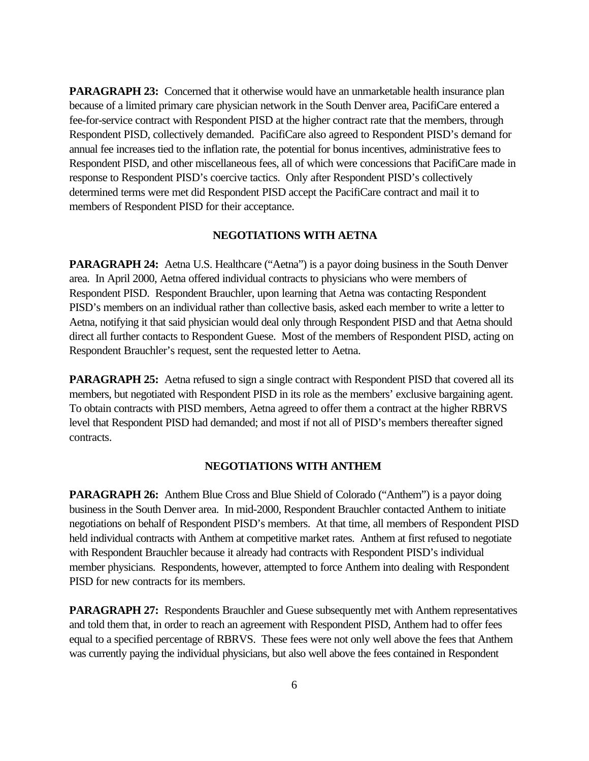**PARAGRAPH 23:** Concerned that it otherwise would have an unmarketable health insurance plan because of a limited primary care physician network in the South Denver area, PacifiCare entered a fee-for-service contract with Respondent PISD at the higher contract rate that the members, through Respondent PISD, collectively demanded. PacifiCare also agreed to Respondent PISD's demand for annual fee increases tied to the inflation rate, the potential for bonus incentives, administrative fees to Respondent PISD, and other miscellaneous fees, all of which were concessions that PacifiCare made in response to Respondent PISD's coercive tactics. Only after Respondent PISD's collectively determined terms were met did Respondent PISD accept the PacifiCare contract and mail it to members of Respondent PISD for their acceptance.

### NEGOTIATIONS WITH AETNA

**PARAGRAPH 24:** Aetna U.S. Healthcare ("Aetna") is a payor doing business in the South Denver area. In April 2000, Aetna offered individual contracts to physicians who were members of Respondent PISD. Respondent Brauchler, upon learning that Aetna was contacting Respondent PISD's members on an individual rather than collective basis, asked each member to write a letter to Aetna, notifying it that said physician would deal only through Respondent PISD and that Aetna should direct all further contacts to Respondent Guese. Most of the members of Respondent PISD, acting on Respondent Brauchler's request, sent the requested letter to Aetna.

**PARAGRAPH 25:** Aetna refused to sign a single contract with Respondent PISD that covered all its members, but negotiated with Respondent PISD in its role as the members' exclusive bargaining agent. To obtain contracts with PISD members, Aetna agreed to offer them a contract at the higher RBRVS level that Respondent PISD had demanded; and most if not all of PISD's members thereafter signed contracts.

### NEGOTIATIONS WITH ANTHEM

**PARAGRAPH 26:** Anthem Blue Cross and Blue Shield of Colorado ("Anthem") is a payor doing business in the South Denver area. In mid-2000, Respondent Brauchler contacted Anthem to initiate negotiations on behalf of Respondent PISD's members. At that time, all members of Respondent PISD held individual contracts with Anthem at competitive market rates. Anthem at first refused to negotiate with Respondent Brauchler because it already had contracts with Respondent PISD's individual member physicians. Respondents, however, attempted to force Anthem into dealing with Respondent PISD for new contracts for its members.

**PARAGRAPH 27:** Respondents Brauchler and Guese subsequently met with Anthem representatives and told them that, in order to reach an agreement with Respondent PISD, Anthem had to offer fees equal to a specified percentage of RBRVS. These fees were not only well above the fees that Anthem was currently paying the individual physicians, but also well above the fees contained in Respondent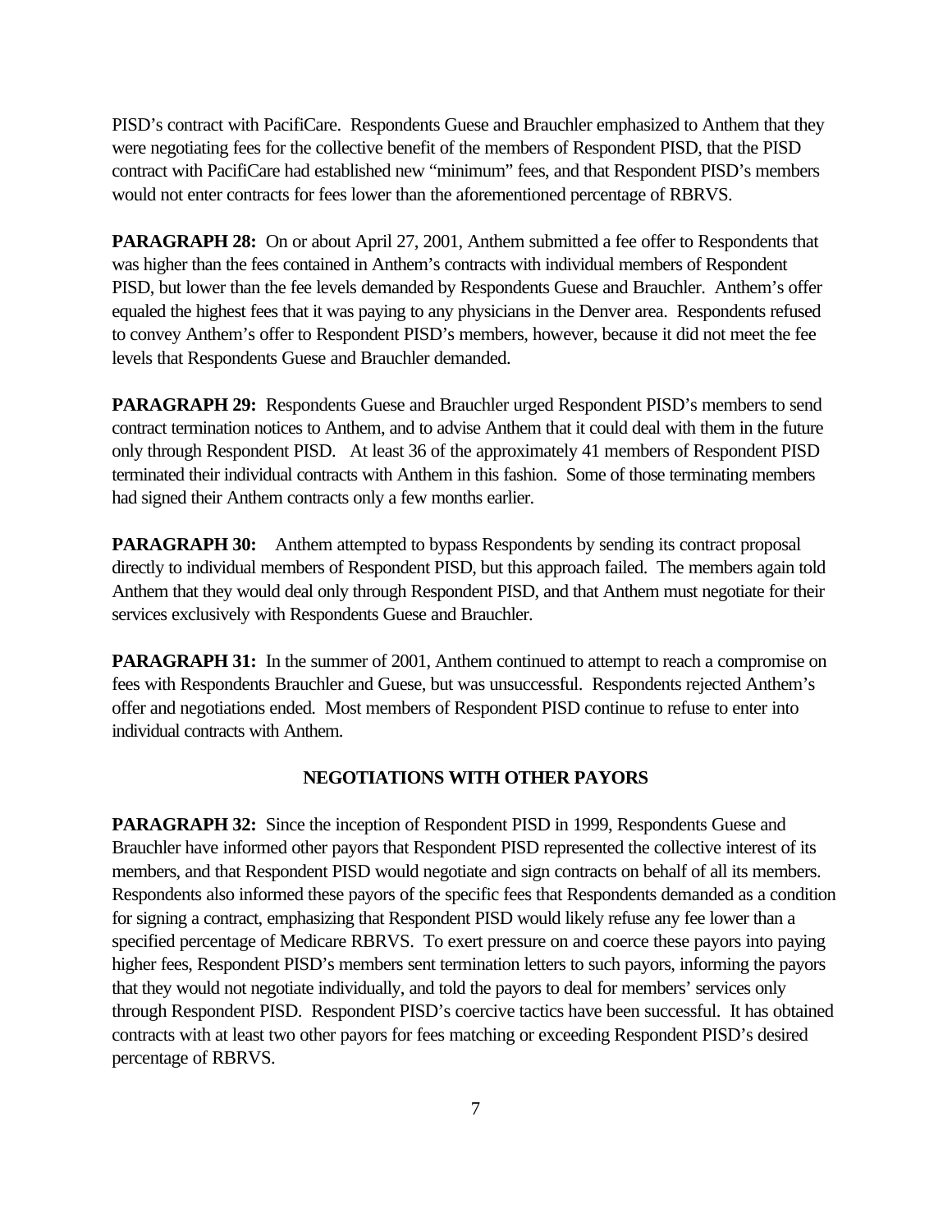PISD's contract with PacifiCare. Respondents Guese and Brauchler emphasized to Anthem that they were negotiating fees for the collective benefit of the members of Respondent PISD, that the PISD contract with PacifiCare had established new "minimum" fees, and that Respondent PISD's members would not enter contracts for fees lower than the aforementioned percentage of RBRVS.

**PARAGRAPH 28:** On or about April 27, 2001, Anthem submitted a fee offer to Respondents that was higher than the fees contained in Anthem's contracts with individual members of Respondent PISD, but lower than the fee levels demanded by Respondents Guese and Brauchler. Anthem's offer equaled the highest fees that it was paying to any physicians in the Denver area. Respondents refused to convey Anthem's offer to Respondent PISD's members, however, because it did not meet the fee levels that Respondents Guese and Brauchler demanded.

**PARAGRAPH 29:** Respondents Guese and Brauchler urged Respondent PISD's members to send contract termination notices to Anthem, and to advise Anthem that it could deal with them in the future only through Respondent PISD. At least 36 of the approximately 41 members of Respondent PISD terminated their individual contracts with Anthem in this fashion. Some of those terminating members had signed their Anthem contracts only a few months earlier.

**PARAGRAPH 30:** Anthem attempted to bypass Respondents by sending its contract proposal directly to individual members of Respondent PISD, but this approach failed. The members again told Anthem that they would deal only through Respondent PISD, and that Anthem must negotiate for their services exclusively with Respondents Guese and Brauchler.

**PARAGRAPH 31:** In the summer of 2001, Anthem continued to attempt to reach a compromise on fees with Respondents Brauchler and Guese, but was unsuccessful. Respondents rejected Anthem's offer and negotiations ended. Most members of Respondent PISD continue to refuse to enter into individual contracts with Anthem.

## NEGOTIATIONS WITH OTHER PAYORS

**PARAGRAPH 32:** Since the inception of Respondent PISD in 1999, Respondents Guese and Brauchler have informed other payors that Respondent PISD represented the collective interest of its members, and that Respondent PISD would negotiate and sign contracts on behalf of all its members. Respondents also informed these payors of the specific fees that Respondents demanded as a condition for signing a contract, emphasizing that Respondent PISD would likely refuse any fee lower than a specified percentage of Medicare RBRVS. To exert pressure on and coerce these payors into paying higher fees, Respondent PISD's members sent termination letters to such payors, informing the payors that they would not negotiate individually, and told the payors to deal for members' services only through Respondent PISD. Respondent PISD's coercive tactics have been successful. It has obtained contracts with at least two other payors for fees matching or exceeding Respondent PISD's desired percentage of RBRVS.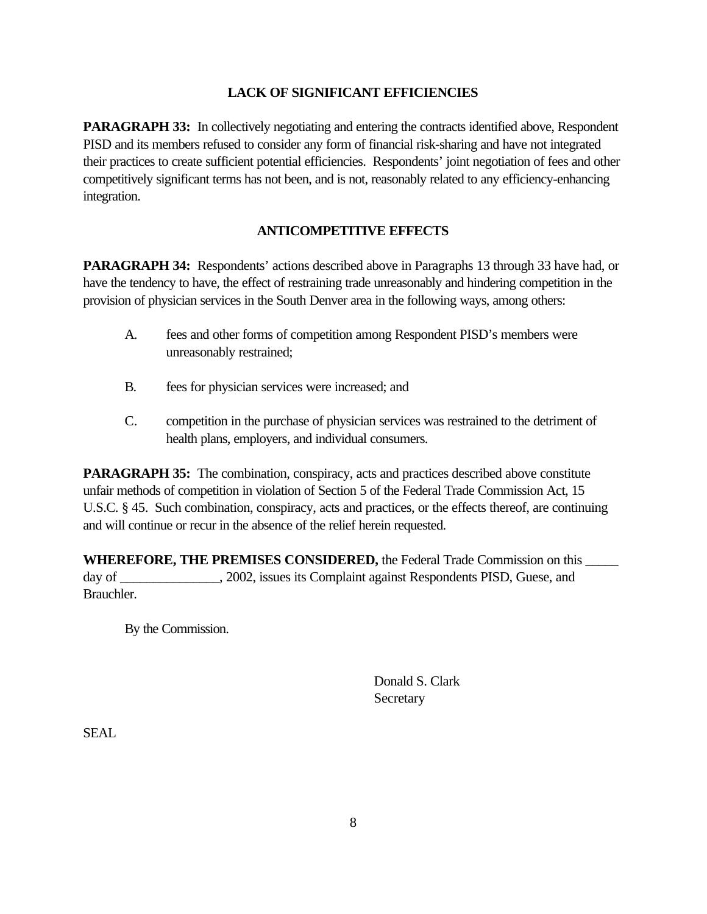## LACK OF SIGNIFICANT EFFICIENCIES

**PARAGRAPH 33:** In collectively negotiating and entering the contracts identified above, Respondent PISD and its members refused to consider any form of financial risk-sharing and have not integrated their practices to create sufficient potential efficiencies. Respondents' joint negotiation of fees and other competitively significant terms has not been, and is not, reasonably related to any efficiency-enhancing integration.

## ANTICOMPETITIVE EFFECTS

**PARAGRAPH 34:** Respondents' actions described above in Paragraphs 13 through 33 have had, or have the tendency to have, the effect of restraining trade unreasonably and hindering competition in the provision of physician services in the South Denver area in the following ways, among others:

A. fees and other forms of competition among Respondent PISD's members were unreasonably restrained;

B. fees for physician services were increased; and

C. competition in the purchase of physician services was restrained to the detriment of health plans, employers, and individual consumers.

**PARAGRAPH 35:** The combination, conspiracy, acts and practices described above constitute unfair methods of competition in violation of Section 5 of the Federal Trade Commission Act, 15 U.S.C. § 45. Such combination, conspiracy, acts and practices, or the effects thereof, are continuing and will continue or recur in the absence of the relief herein requested.

**WHEREFORE, THE PREMISES CONSIDERED,** the Federal Trade Commission on this _____ day of _______________, 2002, issues its Complaint against Respondents PISD, Guese, and Brauchler.

By the Commission.

Donald S. Clark
Secretary

SEAL